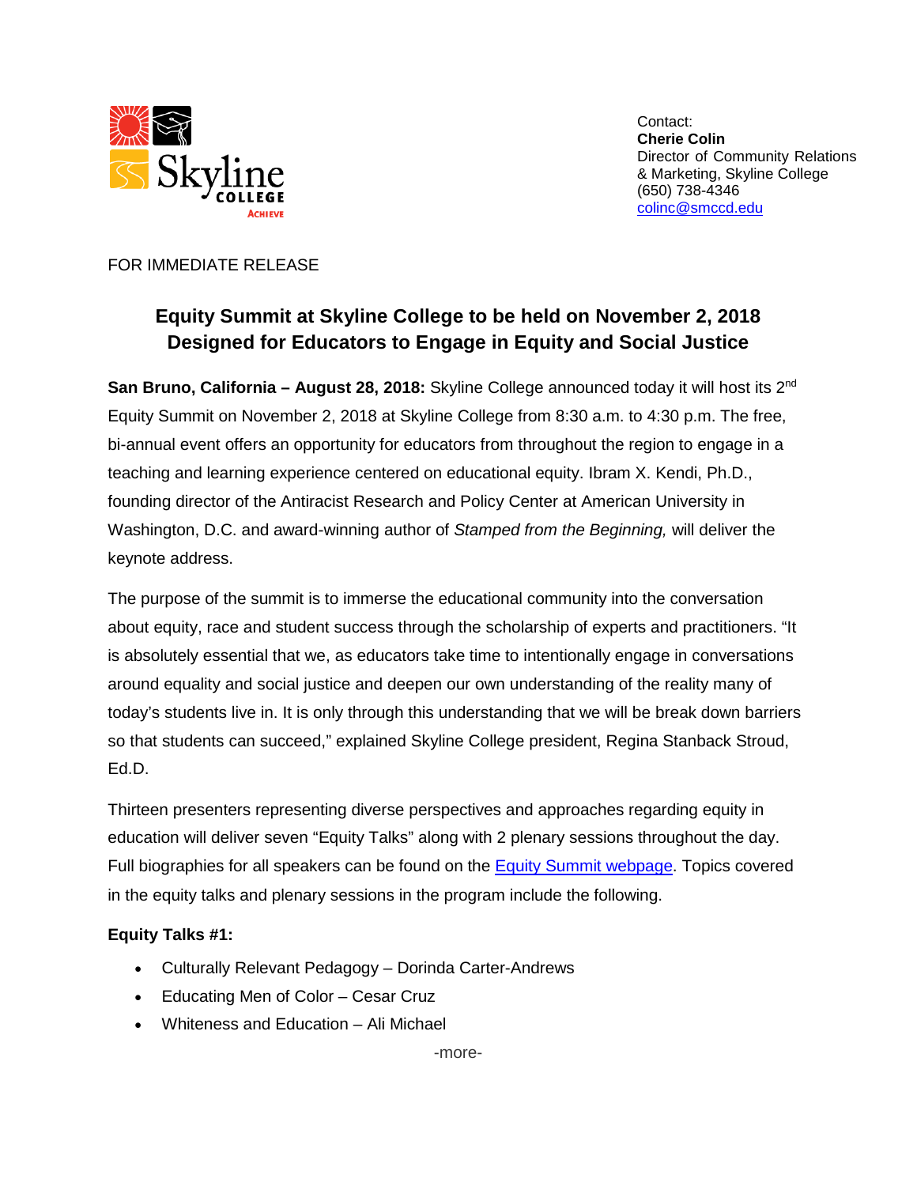Skyline College
ACHIEVE

Contact:
**Cherie Colin**
Director of Community Relations & Marketing, Skyline College
(650) 738-4346
[colinc@smccd.edu](mailto:colinc@smccd.edu)

FOR IMMEDIATE RELEASE

## Equity Summit at Skyline College to be held on November 2, 2018
## Designed for Educators to Engage in Equity and Social Justice

**San Bruno, California – August 28, 2018:** Skyline College announced today it will host its 2nd Equity Summit on November 2, 2018 at Skyline College from 8:30 a.m. to 4:30 p.m. The free, bi-annual event offers an opportunity for educators from throughout the region to engage in a teaching and learning experience centered on educational equity. Ibram X. Kendi, Ph.D., founding director of the Antiracist Research and Policy Center at American University in Washington, D.C. and award-winning author of *Stamped from the Beginning,* will deliver the keynote address.

The purpose of the summit is to immerse the educational community into the conversation about equity, race and student success through the scholarship of experts and practitioners. "It is absolutely essential that we, as educators take time to intentionally engage in conversations around equality and social justice and deepen our own understanding of the reality many of today's students live in. It is only through this understanding that we will be break down barriers so that students can succeed," explained Skyline College president, Regina Stanback Stroud, Ed.D.

Thirteen presenters representing diverse perspectives and approaches regarding equity in education will deliver seven "Equity Talks" along with 2 plenary sessions throughout the day. Full biographies for all speakers can be found on the Equity Summit webpage. Topics covered in the equity talks and plenary sessions in the program include the following.

**Equity Talks #1:**

- Culturally Relevant Pedagogy – Dorinda Carter-Andrews
- Educating Men of Color – Cesar Cruz
- Whiteness and Education – Ali Michael

-more-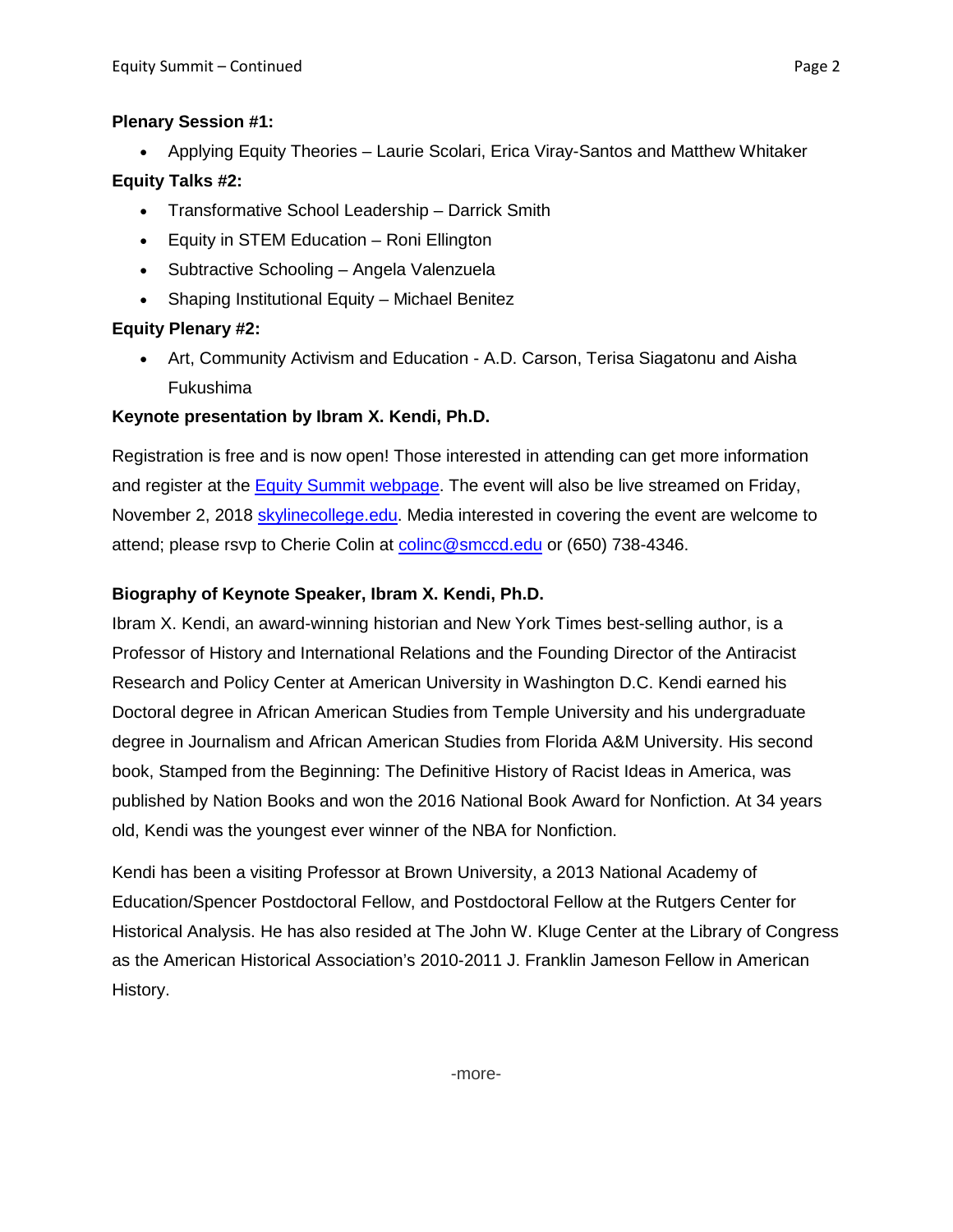**Plenary Session #1:**

- Applying Equity Theories – Laurie Scolari, Erica Viray-Santos and Matthew Whitaker

**Equity Talks #2:**

- Transformative School Leadership – Darrick Smith
- Equity in STEM Education – Roni Ellington
- Subtractive Schooling – Angela Valenzuela
- Shaping Institutional Equity – Michael Benitez

**Equity Plenary #2:**

- Art, Community Activism and Education - A.D. Carson, Terisa Siagatonu and Aisha Fukushima

**Keynote presentation by Ibram X. Kendi, Ph.D.**

Registration is free and is now open! Those interested in attending can get more information and register at the Equity Summit webpage. The event will also be live streamed on Friday, November 2, 2018 skylinecollege.edu. Media interested in covering the event are welcome to attend; please rsvp to Cherie Colin at colinc@smccd.edu or (650) 738-4346.

**Biography of Keynote Speaker, Ibram X. Kendi, Ph.D.**

Ibram X. Kendi, an award-winning historian and New York Times best-selling author, is a Professor of History and International Relations and the Founding Director of the Antiracist Research and Policy Center at American University in Washington D.C. Kendi earned his Doctoral degree in African American Studies from Temple University and his undergraduate degree in Journalism and African American Studies from Florida A&M University. His second book, Stamped from the Beginning: The Definitive History of Racist Ideas in America, was published by Nation Books and won the 2016 National Book Award for Nonfiction. At 34 years old, Kendi was the youngest ever winner of the NBA for Nonfiction.

Kendi has been a visiting Professor at Brown University, a 2013 National Academy of Education/Spencer Postdoctoral Fellow, and Postdoctoral Fellow at the Rutgers Center for Historical Analysis. He has also resided at The John W. Kluge Center at the Library of Congress as the American Historical Association's 2010-2011 J. Franklin Jameson Fellow in American History.

-more-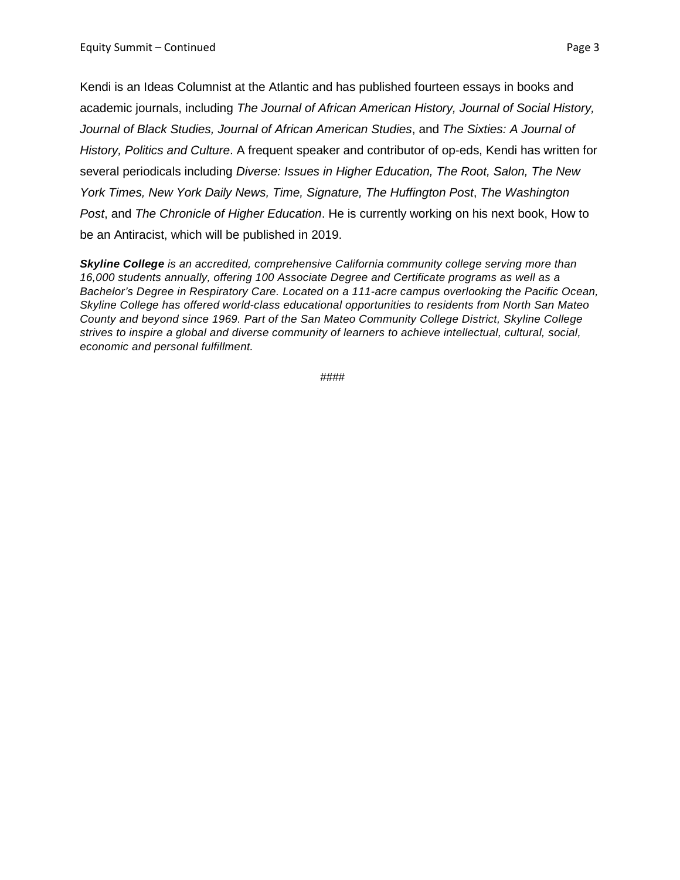Kendi is an Ideas Columnist at the Atlantic and has published fourteen essays in books and academic journals, including *The Journal of African American History, Journal of Social History, Journal of Black Studies, Journal of African American Studies*, and *The Sixties: A Journal of History, Politics and Culture*. A frequent speaker and contributor of op-eds, Kendi has written for several periodicals including *Diverse: Issues in Higher Education, The Root, Salon, The New York Times, New York Daily News, Time, Signature, The Huffington Post*, *The Washington Post*, and *The Chronicle of Higher Education*. He is currently working on his next book, How to be an Antiracist, which will be published in 2019.

***Skyline College** is an accredited, comprehensive California community college serving more than 16,000 students annually, offering 100 Associate Degree and Certificate programs as well as a Bachelor's Degree in Respiratory Care. Located on a 111-acre campus overlooking the Pacific Ocean, Skyline College has offered world-class educational opportunities to residents from North San Mateo County and beyond since 1969. Part of the San Mateo Community College District, Skyline College strives to inspire a global and diverse community of learners to achieve intellectual, cultural, social, economic and personal fulfillment.*

####